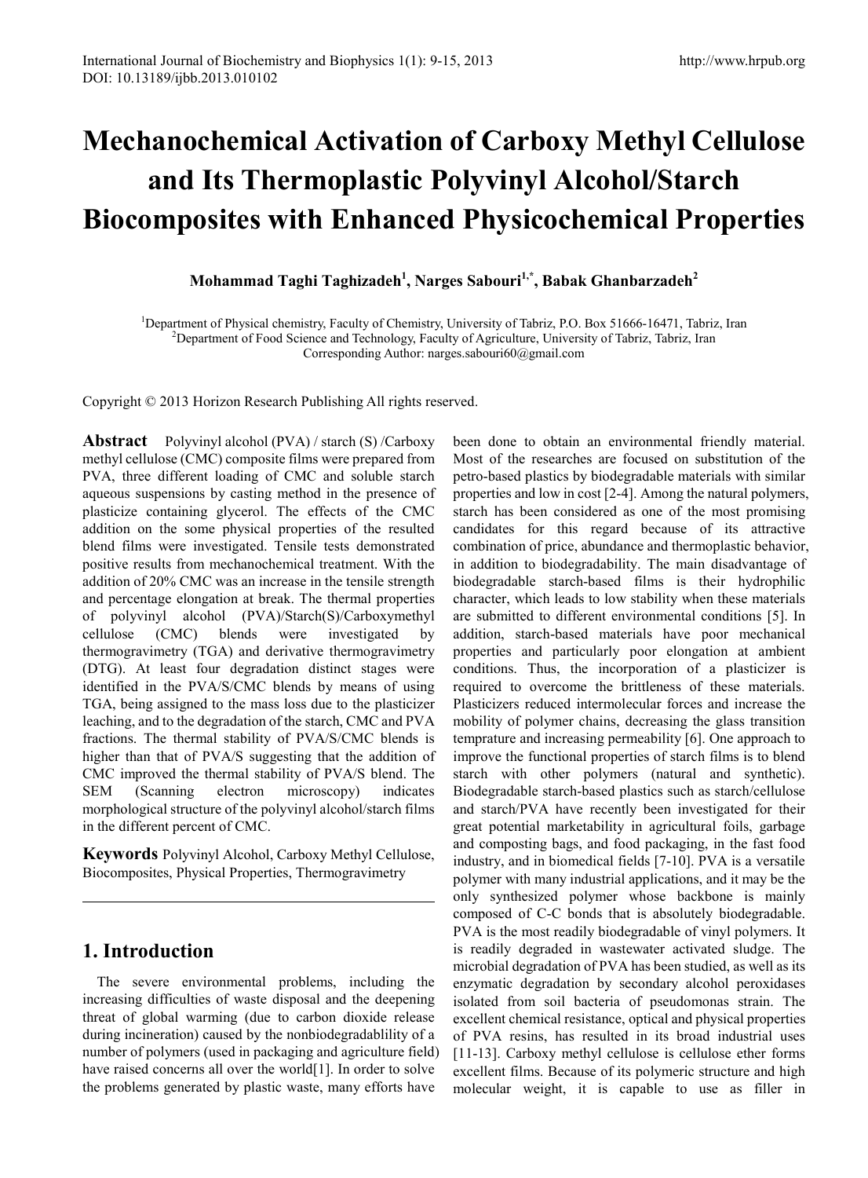# Mechanochemical Activation of Carboxy Methyl Cellulose and Its Thermoplastic Polyvinyl Alcohol/Starch Biocomposites with Enhanced Physicochemical Properties

**Mohammad Taghi Taghizadeh[1], Narges Sabouri[1,*], Babak Ghanbarzadeh[2]**

[1]Department of Physical chemistry, Faculty of Chemistry, University of Tabriz, P.O. Box 51666-16471, Tabriz, Iran
[2]Department of Food Science and Technology, Faculty of Agriculture, University of Tabriz, Tabriz, Iran
Corresponding Author: narges.sabouri60@gmail.com

Copyright © 2013 Horizon Research Publishing All rights reserved.

**Abstract** Polyvinyl alcohol (PVA) / starch (S) /Carboxy methyl cellulose (CMC) composite films were prepared from PVA, three different loading of CMC and soluble starch aqueous suspensions by casting method in the presence of plasticize containing glycerol. The effects of the CMC addition on the some physical properties of the resulted blend films were investigated. Tensile tests demonstrated positive results from mechanochemical treatment. With the addition of 20% CMC was an increase in the tensile strength and percentage elongation at break. The thermal properties of polyvinyl alcohol (PVA)/Starch(S)/Carboxymethyl cellulose (CMC) blends were investigated by thermogravimetry (TGA) and derivative thermogravimetry (DTG). At least four degradation distinct stages were identified in the PVA/S/CMC blends by means of using TGA, being assigned to the mass loss due to the plasticizer leaching, and to the degradation of the starch, CMC and PVA fractions. The thermal stability of PVA/S/CMC blends is higher than that of PVA/S suggesting that the addition of CMC improved the thermal stability of PVA/S blend. The SEM (Scanning electron microscopy) indicates morphological structure of the polyvinyl alcohol/starch films in the different percent of CMC.

**Keywords** Polyvinyl Alcohol, Carboxy Methyl Cellulose, Biocomposites, Physical Properties, Thermogravimetry

## 1. Introduction

The severe environmental problems, including the increasing difficulties of waste disposal and the deepening threat of global warming (due to carbon dioxide release during incineration) caused by the nonbiodegradablility of a number of polymers (used in packaging and agriculture field) have raised concerns all over the world[1]. In order to solve the problems generated by plastic waste, many efforts have been done to obtain an environmental friendly material. Most of the researches are focused on substitution of the petro-based plastics by biodegradable materials with similar properties and low in cost [2-4]. Among the natural polymers, starch has been considered as one of the most promising candidates for this regard because of its attractive combination of price, abundance and thermoplastic behavior, in addition to biodegradability. The main disadvantage of biodegradable starch-based films is their hydrophilic character, which leads to low stability when these materials are submitted to different environmental conditions [5]. In addition, starch-based materials have poor mechanical properties and particularly poor elongation at ambient conditions. Thus, the incorporation of a plasticizer is required to overcome the brittleness of these materials. Plasticizers reduced intermolecular forces and increase the mobility of polymer chains, decreasing the glass transition temprature and increasing permeability [6]. One approach to improve the functional properties of starch films is to blend starch with other polymers (natural and synthetic). Biodegradable starch-based plastics such as starch/cellulose and starch/PVA have recently been investigated for their great potential marketability in agricultural foils, garbage and composting bags, and food packaging, in the fast food industry, and in biomedical fields [7-10]. PVA is a versatile polymer with many industrial applications, and it may be the only synthesized polymer whose backbone is mainly composed of C-C bonds that is absolutely biodegradable. PVA is the most readily biodegradable of vinyl polymers. It is readily degraded in wastewater activated sludge. The microbial degradation of PVA has been studied, as well as its enzymatic degradation by secondary alcohol peroxidases isolated from soil bacteria of pseudomonas strain. The excellent chemical resistance, optical and physical properties of PVA resins, has resulted in its broad industrial uses [11-13]. Carboxy methyl cellulose is cellulose ether forms excellent films. Because of its polymeric structure and high molecular weight, it is capable to use as filler in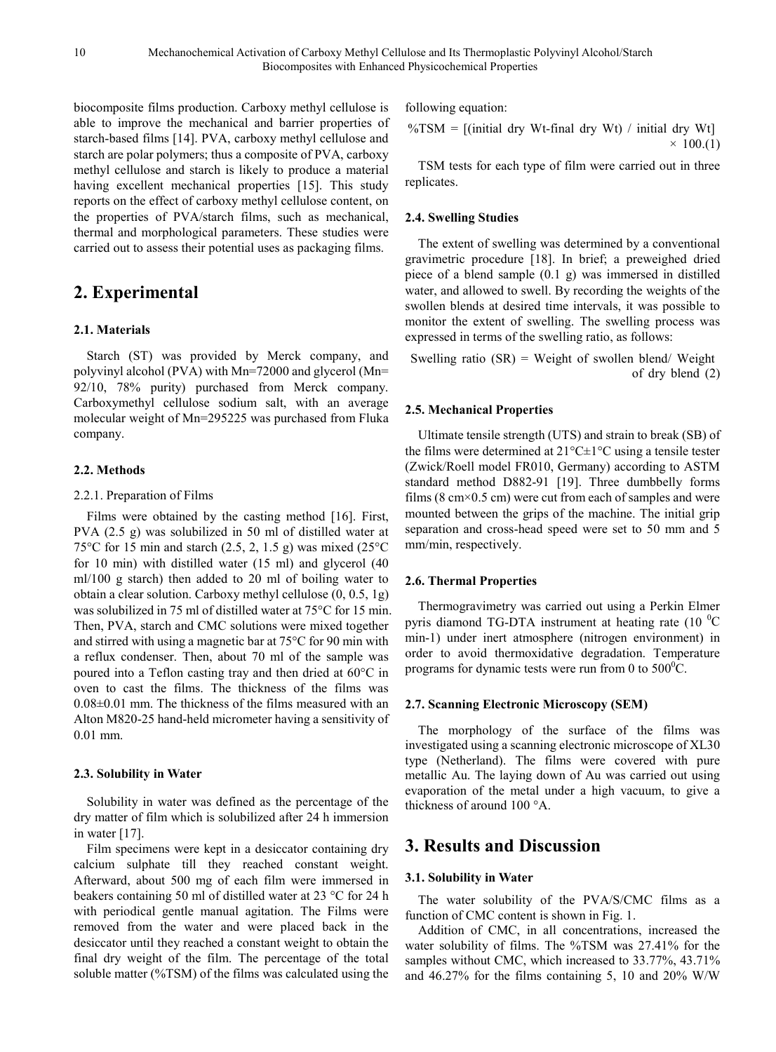biocomposite films production. Carboxy methyl cellulose is able to improve the mechanical and barrier properties of starch-based films [14]. PVA, carboxy methyl cellulose and starch are polar polymers; thus a composite of PVA, carboxy methyl cellulose and starch is likely to produce a material having excellent mechanical properties [15]. This study reports on the effect of carboxy methyl cellulose content, on the properties of PVA/starch films, such as mechanical, thermal and morphological parameters. These studies were carried out to assess their potential uses as packaging films.

## 2. Experimental

### 2.1. Materials

Starch (ST) was provided by Merck company, and polyvinyl alcohol (PVA) with Mn=72000 and glycerol (Mn= 92/10, 78% purity) purchased from Merck company. Carboxymethyl cellulose sodium salt, with an average molecular weight of Mn=295225 was purchased from Fluka company.

### 2.2. Methods

#### 2.2.1. Preparation of Films

Films were obtained by the casting method [16]. First, PVA (2.5 g) was solubilized in 50 ml of distilled water at 75°C for 15 min and starch (2.5, 2, 1.5 g) was mixed (25°C for 10 min) with distilled water (15 ml) and glycerol (40 ml/100 g starch) then added to 20 ml of boiling water to obtain a clear solution. Carboxy methyl cellulose (0, 0.5, 1g) was solubilized in 75 ml of distilled water at 75°C for 15 min. Then, PVA, starch and CMC solutions were mixed together and stirred with using a magnetic bar at 75°C for 90 min with a reflux condenser. Then, about 70 ml of the sample was poured into a Teflon casting tray and then dried at 60°C in oven to cast the films. The thickness of the films was 0.08±0.01 mm. The thickness of the films measured with an Alton M820-25 hand-held micrometer having a sensitivity of 0.01 mm.

### 2.3. Solubility in Water

Solubility in water was defined as the percentage of the dry matter of film which is solubilized after 24 h immersion in water [17].

Film specimens were kept in a desiccator containing dry calcium sulphate till they reached constant weight. Afterward, about 500 mg of each film were immersed in beakers containing 50 ml of distilled water at 23 °C for 24 h with periodical gentle manual agitation. The Films were removed from the water and were placed back in the desiccator until they reached a constant weight to obtain the final dry weight of the film. The percentage of the total soluble matter (%TSM) of the films was calculated using the following equation:

$$\%TSM = [(\text{initial dry Wt} - \text{final dry Wt}) / \text{initial dry Wt}] \times 100. \quad (1)$$

TSM tests for each type of film were carried out in three replicates.

### 2.4. Swelling Studies

The extent of swelling was determined by a conventional gravimetric procedure [18]. In brief; a preweighed dried piece of a blend sample (0.1 g) was immersed in distilled water, and allowed to swell. By recording the weights of the swollen blends at desired time intervals, it was possible to monitor the extent of swelling. The swelling process was expressed in terms of the swelling ratio, as follows:

$$\text{Swelling ratio (SR)} = \text{Weight of swollen blend} / \text{Weight of dry blend} \quad (2)$$

### 2.5. Mechanical Properties

Ultimate tensile strength (UTS) and strain to break (SB) of the films were determined at 21°C±1°C using a tensile tester (Zwick/Roell model FR010, Germany) according to ASTM standard method D882-91 [19]. Three dumbbelly forms films (8 cm×0.5 cm) were cut from each of samples and were mounted between the grips of the machine. The initial grip separation and cross-head speed were set to 50 mm and 5 mm/min, respectively.

### 2.6. Thermal Properties

Thermogravimetry was carried out using a Perkin Elmer pyris diamond TG-DTA instrument at heating rate (10 $^0$C min-1) under inert atmosphere (nitrogen environment) in order to avoid thermoxidative degradation. Temperature programs for dynamic tests were run from 0 to 500$^0$C.

### 2.7. Scanning Electronic Microscopy (SEM)

The morphology of the surface of the films was investigated using a scanning electronic microscope of XL30 type (Netherland). The films were covered with pure metallic Au. The laying down of Au was carried out using evaporation of the metal under a high vacuum, to give a thickness of around 100 °A.

## 3. Results and Discussion

### 3.1. Solubility in Water

The water solubility of the PVA/S/CMC films as a function of CMC content is shown in Fig. 1.

Addition of CMC, in all concentrations, increased the water solubility of films. The %TSM was 27.41% for the samples without CMC, which increased to 33.77%, 43.71% and 46.27% for the films containing 5, 10 and 20% W/W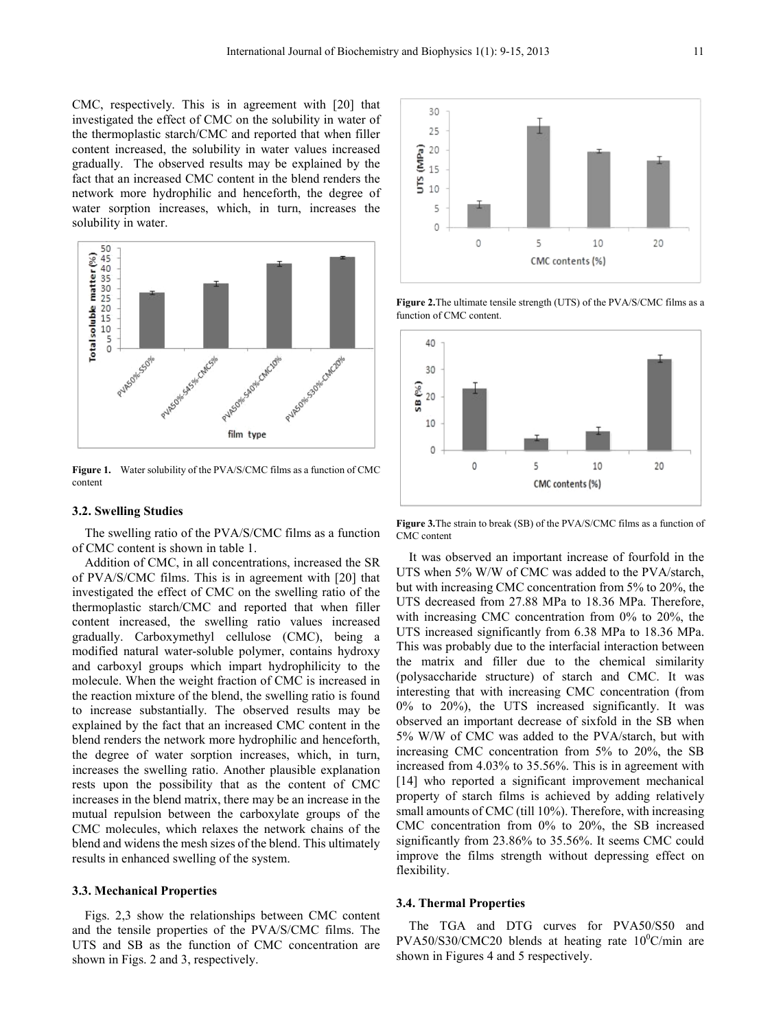CMC, respectively. This is in agreement with [20] that investigated the effect of CMC on the solubility in water of the thermoplastic starch/CMC and reported that when filler content increased, the solubility in water values increased gradually. The observed results may be explained by the fact that an increased CMC content in the blend renders the network more hydrophilic and henceforth, the degree of water sorption increases, which, in turn, increases the solubility in water.

**Figure 1.** Water solubility of the PVA/S/CMC films as a function of CMC content

### 3.2. Swelling Studies

The swelling ratio of the PVA/S/CMC films as a function of CMC content is shown in table 1.

Addition of CMC, in all concentrations, increased the SR of PVA/S/CMC films. This is in agreement with [20] that investigated the effect of CMC on the swelling ratio of the thermoplastic starch/CMC and reported that when filler content increased, the swelling ratio values increased gradually. Carboxymethyl cellulose (CMC), being a modified natural water-soluble polymer, contains hydroxy and carboxyl groups which impart hydrophilicity to the molecule. When the weight fraction of CMC is increased in the reaction mixture of the blend, the swelling ratio is found to increase substantially. The observed results may be explained by the fact that an increased CMC content in the blend renders the network more hydrophilic and henceforth, the degree of water sorption increases, which, in turn, increases the swelling ratio. Another plausible explanation rests upon the possibility that as the content of CMC increases in the blend matrix, there may be an increase in the mutual repulsion between the carboxylate groups of the CMC molecules, which relaxes the network chains of the blend and widens the mesh sizes of the blend. This ultimately results in enhanced swelling of the system.

### 3.3. Mechanical Properties

Figs. 2,3 show the relationships between CMC content and the tensile properties of the PVA/S/CMC films. The UTS and SB as the function of CMC concentration are shown in Figs. 2 and 3, respectively.

**Figure 2.** The ultimate tensile strength (UTS) of the PVA/S/CMC films as a function of CMC content.

**Figure 3.** The strain to break (SB) of the PVA/S/CMC films as a function of CMC content

It was observed an important increase of fourfold in the UTS when 5% W/W of CMC was added to the PVA/starch, but with increasing CMC concentration from 5% to 20%, the UTS decreased from 27.88 MPa to 18.36 MPa. Therefore, with increasing CMC concentration from 0% to 20%, the UTS increased significantly from 6.38 MPa to 18.36 MPa. This was probably due to the interfacial interaction between the matrix and filler due to the chemical similarity (polysaccharide structure) of starch and CMC. It was interesting that with increasing CMC concentration (from 0% to 20%), the UTS increased significantly. It was observed an important decrease of sixfold in the SB when 5% W/W of CMC was added to the PVA/starch, but with increasing CMC concentration from 5% to 20%, the SB increased from 4.03% to 35.56%. This is in agreement with [14] who reported a significant improvement mechanical property of starch films is achieved by adding relatively small amounts of CMC (till 10%). Therefore, with increasing CMC concentration from 0% to 20%, the SB increased significantly from 23.86% to 35.56%. It seems CMC could improve the films strength without depressing effect on flexibility.

### 3.4. Thermal Properties

The TGA and DTG curves for PVA50/S50 and PVA50/S30/CMC20 blends at heating rate $10^0$C/min are shown in Figures 4 and 5 respectively.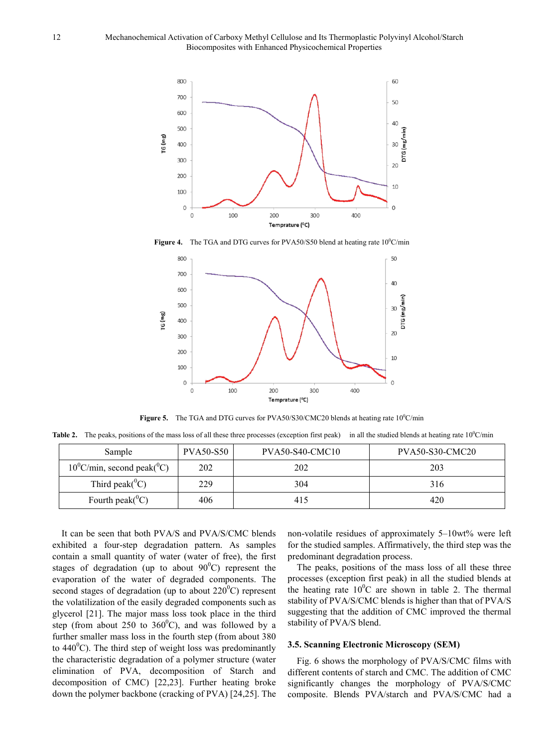Figure 4. The TGA and DTG curves for PVA50/S50 blend at heating rate $10^0$C/min

Figure 5. The TGA and DTG curves for PVA50/S30/CMC20 blends at heating rate $10^0$C/min

Table 2. The peaks, positions of the mass loss of all these three processes (exception first peak) in all the studied blends at heating rate $10^0$C/min

| Sample | PVA50-S50 | PVA50-S40-CMC10 | PVA50-S30-CMC20 |
|---|---|---|---|
| $10^0$C/min, second peak($^0$C) | 202 | 202 | 203 |
| Third peak($^0$C) | 229 | 304 | 316 |
| Fourth peak($^0$C) | 406 | 415 | 420 |

It can be seen that both PVA/S and PVA/S/CMC blends exhibited a four-step degradation pattern. As samples contain a small quantity of water (water of free), the first stages of degradation (up to about $90^0$C) represent the evaporation of the water of degraded components. The second stages of degradation (up to about $220^0$C) represent the volatilization of the easily degraded components such as glycerol [21]. The major mass loss took place in the third step (from about 250 to $360^0$C), and was followed by a further smaller mass loss in the fourth step (from about 380 to $440^0$C). The third step of weight loss was predominantly the characteristic degradation of a polymer structure (water elimination of PVA, decomposition of Starch and decomposition of CMC) [22,23]. Further heating broke down the polymer backbone (cracking of PVA) [24,25]. The non-volatile residues of approximately 5–10wt% were left for the studied samples. Affirmatively, the third step was the predominant degradation process.

The peaks, positions of the mass loss of all these three processes (exception first peak) in all the studied blends at the heating rate $10^0$C are shown in table 2. The thermal stability of PVA/S/CMC blends is higher than that of PVA/S suggesting that the addition of CMC improved the thermal stability of PVA/S blend.

### 3.5. Scanning Electronic Microscopy (SEM)

Fig. 6 shows the morphology of PVA/S/CMC films with different contents of starch and CMC. The addition of CMC significantly changes the morphology of PVA/S/CMC composite. Blends PVA/starch and PVA/S/CMC had a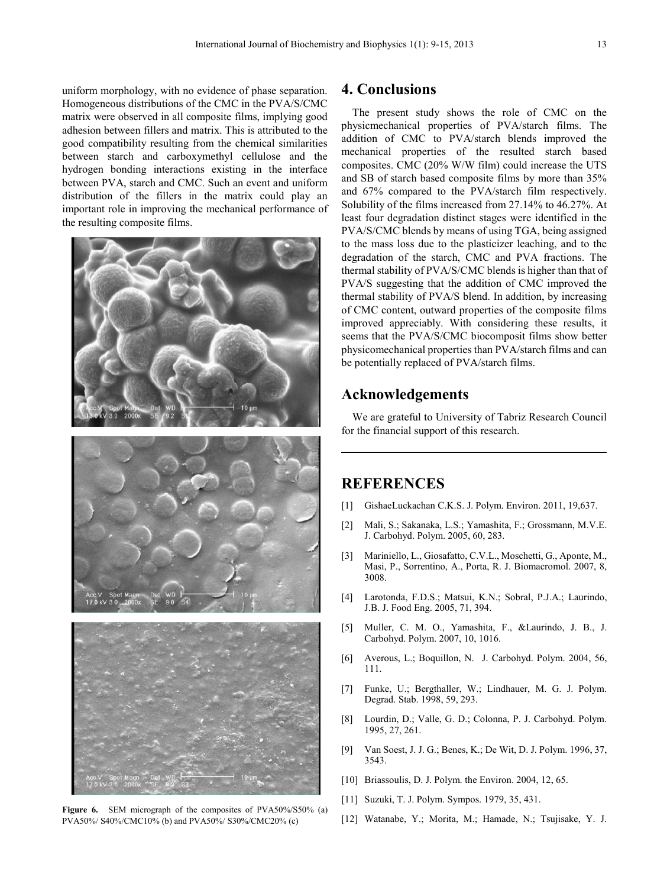uniform morphology, with no evidence of phase separation. Homogeneous distributions of the CMC in the PVA/S/CMC matrix were observed in all composite films, implying good adhesion between fillers and matrix. This is attributed to the good compatibility resulting from the chemical similarities between starch and carboxymethyl cellulose and the hydrogen bonding interactions existing in the interface between PVA, starch and CMC. Such an event and uniform distribution of the fillers in the matrix could play an important role in improving the mechanical performance of the resulting composite films.

**Figure 6.** SEM micrograph of the composites of PVA50%/S50% (a) PVA50%/ S40%/CMC10% (b) and PVA50%/ S30%/CMC20% (c)

# 4. Conclusions

The present study shows the role of CMC on the physicmechanical properties of PVA/starch films. The addition of CMC to PVA/starch blends improved the mechanical properties of the resulted starch based composites. CMC (20% W/W film) could increase the UTS and SB of starch based composite films by more than 35% and 67% compared to the PVA/starch film respectively. Solubility of the films increased from 27.14% to 46.27%. At least four degradation distinct stages were identified in the PVA/S/CMC blends by means of using TGA, being assigned to the mass loss due to the plasticizer leaching, and to the degradation of the starch, CMC and PVA fractions. The thermal stability of PVA/S/CMC blends is higher than that of PVA/S suggesting that the addition of CMC improved the thermal stability of PVA/S blend. In addition, by increasing of CMC content, outward properties of the composite films improved appreciably. With considering these results, it seems that the PVA/S/CMC biocomposit films show better physicomechanical properties than PVA/starch films and can be potentially replaced of PVA/starch films.

# Acknowledgements

We are grateful to University of Tabriz Research Council for the financial support of this research.

# REFERENCES

[1] GishaeLuckachan C.K.S. J. Polym. Environ. 2011, 19,637.

[2] Mali, S.; Sakanaka, L.S.; Yamashita, F.; Grossmann, M.V.E. J. Carbohyd. Polym. 2005, 60, 283.

[3] Mariniello, L., Giosafatto, C.V.L., Moschetti, G., Aponte, M., Masi, P., Sorrentino, A., Porta, R. J. Biomacromol. 2007, 8, 3008.

[4] Larotonda, F.D.S.; Matsui, K.N.; Sobral, P.J.A.; Laurindo, J.B. J. Food Eng. 2005, 71, 394.

[5] Muller, C. M. O., Yamashita, F., &Laurindo, J. B., J. Carbohyd. Polym. 2007, 10, 1016.

[6] Averous, L.; Boquillon, N. J. Carbohyd. Polym. 2004, 56, 111.

[7] Funke, U.; Bergthaller, W.; Lindhauer, M. G. J. Polym. Degrad. Stab. 1998, 59, 293.

[8] Lourdin, D.; Valle, G. D.; Colonna, P. J. Carbohyd. Polym. 1995, 27, 261.

[9] Van Soest, J. J. G.; Benes, K.; De Wit, D. J. Polym. 1996, 37, 3543.

[10] Briassoulis, D. J. Polym. the Environ. 2004, 12, 65.

[11] Suzuki, T. J. Polym. Sympos. 1979, 35, 431.

[12] Watanabe, Y.; Morita, M.; Hamade, N.; Tsujisake, Y. J.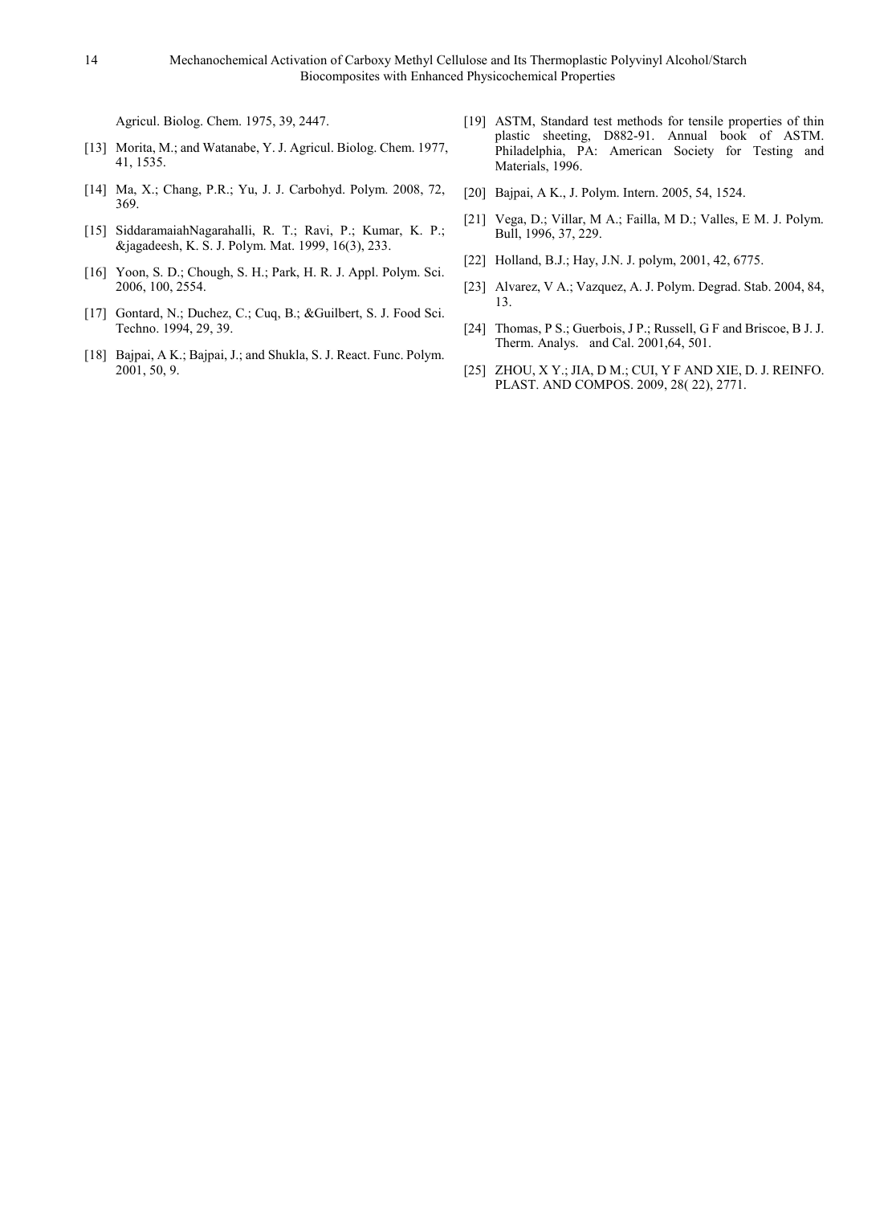Agricul. Biolog. Chem. 1975, 39, 2447.

[13] Morita, M.; and Watanabe, Y. J. Agricul. Biolog. Chem. 1977, 41, 1535.

[14] Ma, X.; Chang, P.R.; Yu, J. J. Carbohyd. Polym. 2008, 72, 369.

[15] SiddaramaiahNagarahalli, R. T.; Ravi, P.; Kumar, K. P.; &jagadeesh, K. S. J. Polym. Mat. 1999, 16(3), 233.

[16] Yoon, S. D.; Chough, S. H.; Park, H. R. J. Appl. Polym. Sci. 2006, 100, 2554.

[17] Gontard, N.; Duchez, C.; Cuq, B.; &Guilbert, S. J. Food Sci. Techno. 1994, 29, 39.

[18] Bajpai, A K.; Bajpai, J.; and Shukla, S. J. React. Func. Polym. 2001, 50, 9.

[19] ASTM, Standard test methods for tensile properties of thin plastic sheeting, D882-91. Annual book of ASTM. Philadelphia, PA: American Society for Testing and Materials, 1996.

[20] Bajpai, A K., J. Polym. Intern. 2005, 54, 1524.

[21] Vega, D.; Villar, M A.; Failla, M D.; Valles, E M. J. Polym. Bull, 1996, 37, 229.

[22] Holland, B.J.; Hay, J.N. J. polym, 2001, 42, 6775.

[23] Alvarez, V A.; Vazquez, A. J. Polym. Degrad. Stab. 2004, 84, 13.

[24] Thomas, P S.; Guerbois, J P.; Russell, G F and Briscoe, B J. J. Therm. Analys. and Cal. 2001,64, 501.

[25] ZHOU, X Y.; JIA, D M.; CUI, Y F AND XIE, D. J. REINFO. PLAST. AND COMPOS. 2009, 28( 22), 2771.